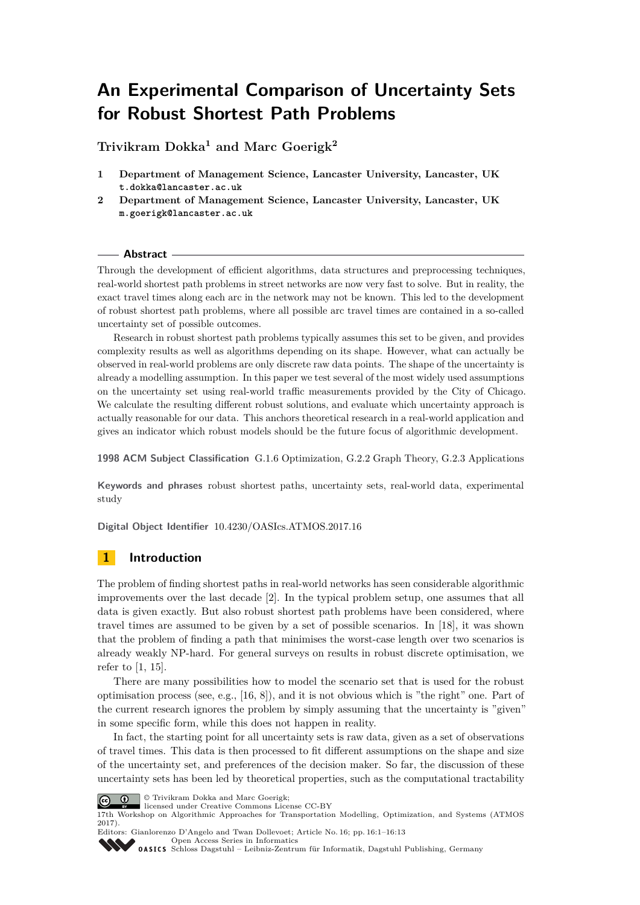# An Experimental Comparison of Uncertainty Sets for Robust Shortest Path Problems

**Trivikram Dokka[1] and Marc Goerigk[2]**

1. **Department of Management Science, Lancaster University, Lancaster, UK**
   `t.dokka@lancaster.ac.uk`
2. **Department of Management Science, Lancaster University, Lancaster, UK**
   `m.goerigk@lancaster.ac.uk`

## Abstract

Through the development of efficient algorithms, data structures and preprocessing techniques, real-world shortest path problems in street networks are now very fast to solve. But in reality, the exact travel times along each arc in the network may not be known. This led to the development of robust shortest path problems, where all possible arc travel times are contained in a so-called uncertainty set of possible outcomes.

Research in robust shortest path problems typically assumes this set to be given, and provides complexity results as well as algorithms depending on its shape. However, what can actually be observed in real-world problems are only discrete raw data points. The shape of the uncertainty is already a modelling assumption. In this paper we test several of the most widely used assumptions on the uncertainty set using real-world traffic measurements provided by the City of Chicago. We calculate the resulting different robust solutions, and evaluate which uncertainty approach is actually reasonable for our data. This anchors theoretical research in a real-world application and gives an indicator which robust models should be the future focus of algorithmic development.

**1998 ACM Subject Classification** G.1.6 Optimization, G.2.2 Graph Theory, G.2.3 Applications

**Keywords and phrases** robust shortest paths, uncertainty sets, real-world data, experimental study

**Digital Object Identifier** 10.4230/OASIcs.ATMOS.2017.16

## 1 Introduction

The problem of finding shortest paths in real-world networks has seen considerable algorithmic improvements over the last decade [2]. In the typical problem setup, one assumes that all data is given exactly. But also robust shortest path problems have been considered, where travel times are assumed to be given by a set of possible scenarios. In [18], it was shown that the problem of finding a path that minimises the worst-case length over two scenarios is already weakly NP-hard. For general surveys on results in robust discrete optimisation, we refer to [1, 15].

There are many possibilities how to model the scenario set that is used for the robust optimisation process (see, e.g., [16, 8]), and it is not obvious which is "the right" one. Part of the current research ignores the problem by simply assuming that the uncertainty is "given" in some specific form, while this does not happen in reality.

In fact, the starting point for all uncertainty sets is raw data, given as a set of observations of travel times. This data is then processed to fit different assumptions on the shape and size of the uncertainty set, and preferences of the decision maker. So far, the discussion of these uncertainty sets has been led by theoretical properties, such as the computational tractability

© Trivikram Dokka and Marc Goerigk;
licensed under Creative Commons License CC-BY
17th Workshop on Algorithmic Approaches for Transportation Modelling, Optimization, and Systems (ATMOS 2017).
Editors: Gianlorenzo D'Angelo and Twan Dollevoet; Article No. 16; pp. 16:1–16:13
Open Access Series in Informatics
Schloss Dagstuhl – Leibniz-Zentrum für Informatik, Dagstuhl Publishing, Germany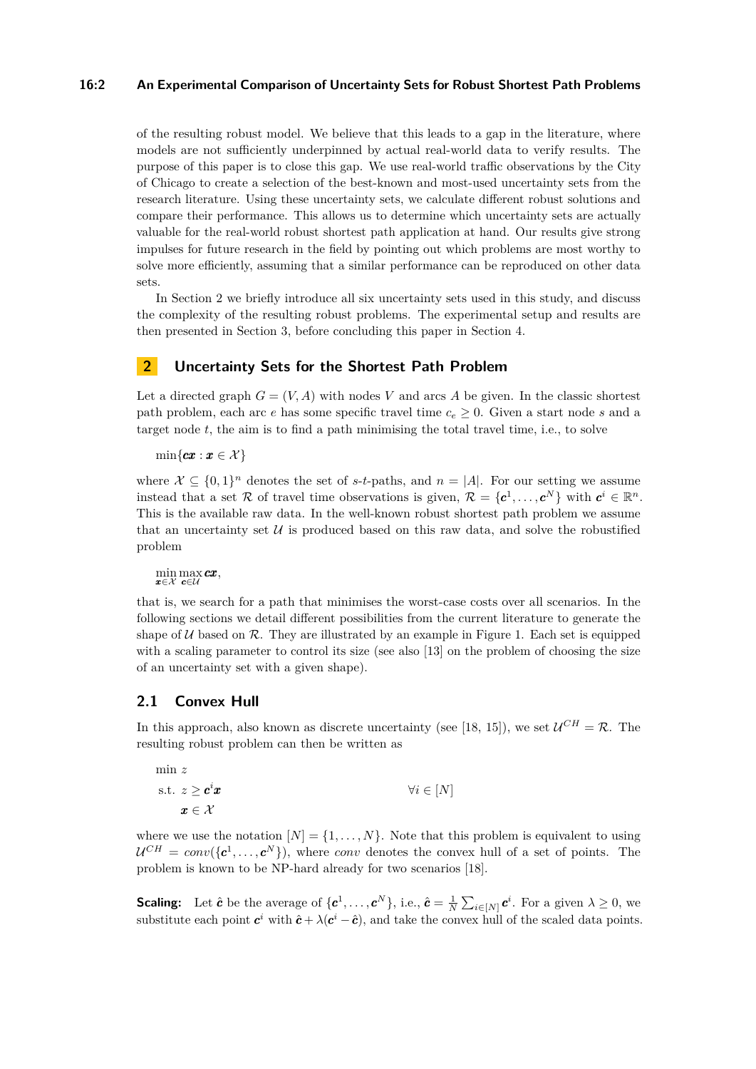of the resulting robust model. We believe that this leads to a gap in the literature, where models are not sufficiently underpinned by actual real-world data to verify results. The purpose of this paper is to close this gap. We use real-world traffic observations by the City of Chicago to create a selection of the best-known and most-used uncertainty sets from the research literature. Using these uncertainty sets, we calculate different robust solutions and compare their performance. This allows us to determine which uncertainty sets are actually valuable for the real-world robust shortest path application at hand. Our results give strong impulses for future research in the field by pointing out which problems are most worthy to solve more efficiently, assuming that a similar performance can be reproduced on other data sets.

In Section 2 we briefly introduce all six uncertainty sets used in this study, and discuss the complexity of the resulting robust problems. The experimental setup and results are then presented in Section 3, before concluding this paper in Section 4.

## 2 Uncertainty Sets for the Shortest Path Problem

Let a directed graph $G = (V, A)$ with nodes $V$ and arcs $A$ be given. In the classic shortest path problem, each arc $e$ has some specific travel time $c_e \geq 0$. Given a start node $s$ and a target node $t$, the aim is to find a path minimising the total travel time, i.e., to solve

$$\min\{\boldsymbol{c}\boldsymbol{x} : \boldsymbol{x} \in \mathcal{X}\}$$

where $\mathcal{X} \subseteq \{0,1\}^n$ denotes the set of $s$-$t$-paths, and $n = |A|$. For our setting we assume instead that a set $\mathcal{R}$ of travel time observations is given, $\mathcal{R} = \{\boldsymbol{c}^1, \ldots, \boldsymbol{c}^N\}$ with $\boldsymbol{c}^i \in \mathbb{R}^n$. This is the available raw data. In the well-known robust shortest path problem we assume that an uncertainty set $\mathcal{U}$ is produced based on this raw data, and solve the robustified problem

$$\min_{\boldsymbol{x} \in \mathcal{X}} \max_{\boldsymbol{c} \in \mathcal{U}} \boldsymbol{c}\boldsymbol{x},$$

that is, we search for a path that minimises the worst-case costs over all scenarios. In the following sections we detail different possibilities from the current literature to generate the shape of $\mathcal{U}$ based on $\mathcal{R}$. They are illustrated by an example in Figure 1. Each set is equipped with a scaling parameter to control its size (see also [13] on the problem of choosing the size of an uncertainty set with a given shape).

### 2.1 Convex Hull

In this approach, also known as discrete uncertainty (see [18, 15]), we set $\mathcal{U}^{CH} = \mathcal{R}$. The resulting robust problem can then be written as

$$\begin{aligned} \min\ & z \\ \text{s.t. } & z \geq \boldsymbol{c}^i \boldsymbol{x} && \forall i \in [N] \\ & \boldsymbol{x} \in \mathcal{X} \end{aligned}$$

where we use the notation $[N] = \{1, \ldots, N\}$. Note that this problem is equivalent to using $\mathcal{U}^{CH} = conv(\{\boldsymbol{c}^1, \ldots, \boldsymbol{c}^N\})$, where *conv* denotes the convex hull of a set of points. The problem is known to be NP-hard already for two scenarios [18].

**Scaling:** Let $\hat{\boldsymbol{c}}$ be the average of $\{\boldsymbol{c}^1, \ldots, \boldsymbol{c}^N\}$, i.e., $\hat{\boldsymbol{c}} = \frac{1}{N} \sum_{i \in [N]} \boldsymbol{c}^i$. For a given $\lambda \geq 0$, we substitute each point $\boldsymbol{c}^i$ with $\hat{\boldsymbol{c}} + \lambda(\boldsymbol{c}^i - \hat{\boldsymbol{c}})$, and take the convex hull of the scaled data points.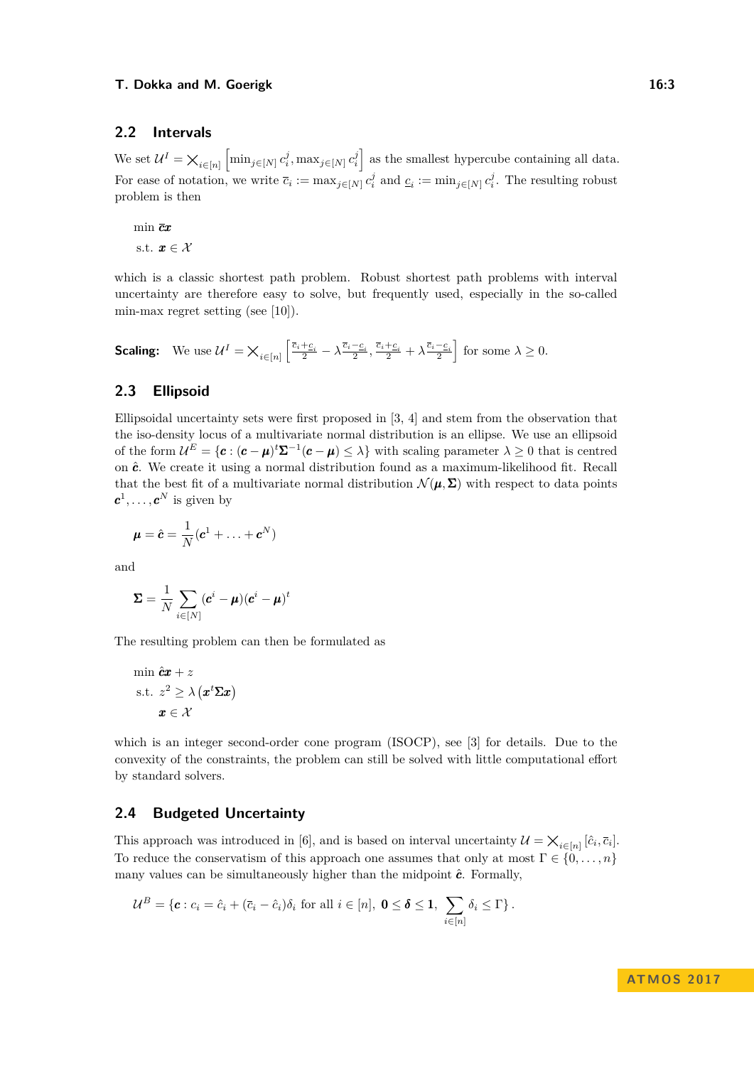## 2.2 Intervals

We set $\mathcal{U}^I = \bigtimes_{i\in[n]} \left[\min_{j\in[N]} c_i^j, \max_{j\in[N]} c_i^j\right]$ as the smallest hypercube containing all data. For ease of notation, we write $\overline{c}_i := \max_{j\in[N]} c_i^j$ and $\underline{c}_i := \min_{j\in[N]} c_i^j$. The resulting robust problem is then

$$
\begin{aligned}
&\min \ \overline{\boldsymbol{c}}\boldsymbol{x} \\
&\text{s.t. } \boldsymbol{x} \in \mathcal{X}
\end{aligned}
$$

which is a classic shortest path problem. Robust shortest path problems with interval uncertainty are therefore easy to solve, but frequently used, especially in the so-called min-max regret setting (see [10]).

**Scaling:** We use $\mathcal{U}^I = \bigtimes_{i\in[n]} \left[\frac{\overline{c}_i + \underline{c}_i}{2} - \lambda\frac{\overline{c}_i - \underline{c}_i}{2}, \frac{\overline{c}_i + \underline{c}_i}{2} + \lambda\frac{\overline{c}_i - \underline{c}_i}{2}\right]$ for some $\lambda \geq 0$.

## 2.3 Ellipsoid

Ellipsoidal uncertainty sets were first proposed in [3, 4] and stem from the observation that the iso-density locus of a multivariate normal distribution is an ellipse. We use an ellipsoid of the form $\mathcal{U}^E = \{\boldsymbol{c} : (\boldsymbol{c} - \boldsymbol{\mu})^t\boldsymbol{\Sigma}^{-1}(\boldsymbol{c} - \boldsymbol{\mu}) \leq \lambda\}$ with scaling parameter $\lambda \geq 0$ that is centred on $\hat{\boldsymbol{c}}$. We create it using a normal distribution found as a maximum-likelihood fit. Recall that the best fit of a multivariate normal distribution $\mathcal{N}(\boldsymbol{\mu}, \boldsymbol{\Sigma})$ with respect to data points $\boldsymbol{c}^1, \ldots, \boldsymbol{c}^N$ is given by

$$
\boldsymbol{\mu} = \hat{\boldsymbol{c}} = \frac{1}{N}(\boldsymbol{c}^1 + \ldots + \boldsymbol{c}^N)
$$

and

$$
\boldsymbol{\Sigma} = \frac{1}{N}\sum_{i\in[N]} (\boldsymbol{c}^i - \boldsymbol{\mu})(\boldsymbol{c}^i - \boldsymbol{\mu})^t
$$

The resulting problem can then be formulated as

$$
\begin{aligned}
&\min \ \hat{\boldsymbol{c}}\boldsymbol{x} + z \\
&\text{s.t. } z^2 \geq \lambda\left(\boldsymbol{x}^t\boldsymbol{\Sigma}\boldsymbol{x}\right) \\
&\qquad \boldsymbol{x} \in \mathcal{X}
\end{aligned}
$$

which is an integer second-order cone program (ISOCP), see [3] for details. Due to the convexity of the constraints, the problem can still be solved with little computational effort by standard solvers.

## 2.4 Budgeted Uncertainty

This approach was introduced in [6], and is based on interval uncertainty $\mathcal{U} = \bigtimes_{i\in[n]} [\hat{c}_i, \overline{c}_i]$. To reduce the conservatism of this approach one assumes that only at most $\Gamma \in \{0, \ldots, n\}$ many values can be simultaneously higher than the midpoint $\hat{\boldsymbol{c}}$. Formally,

$$
\mathcal{U}^B = \{\boldsymbol{c} : c_i = \hat{c}_i + (\overline{c}_i - \hat{c}_i)\delta_i \text{ for all } i \in [n],\ \boldsymbol{0} \leq \boldsymbol{\delta} \leq \boldsymbol{1},\ \sum_{i\in[n]} \delta_i \leq \Gamma\}.
$$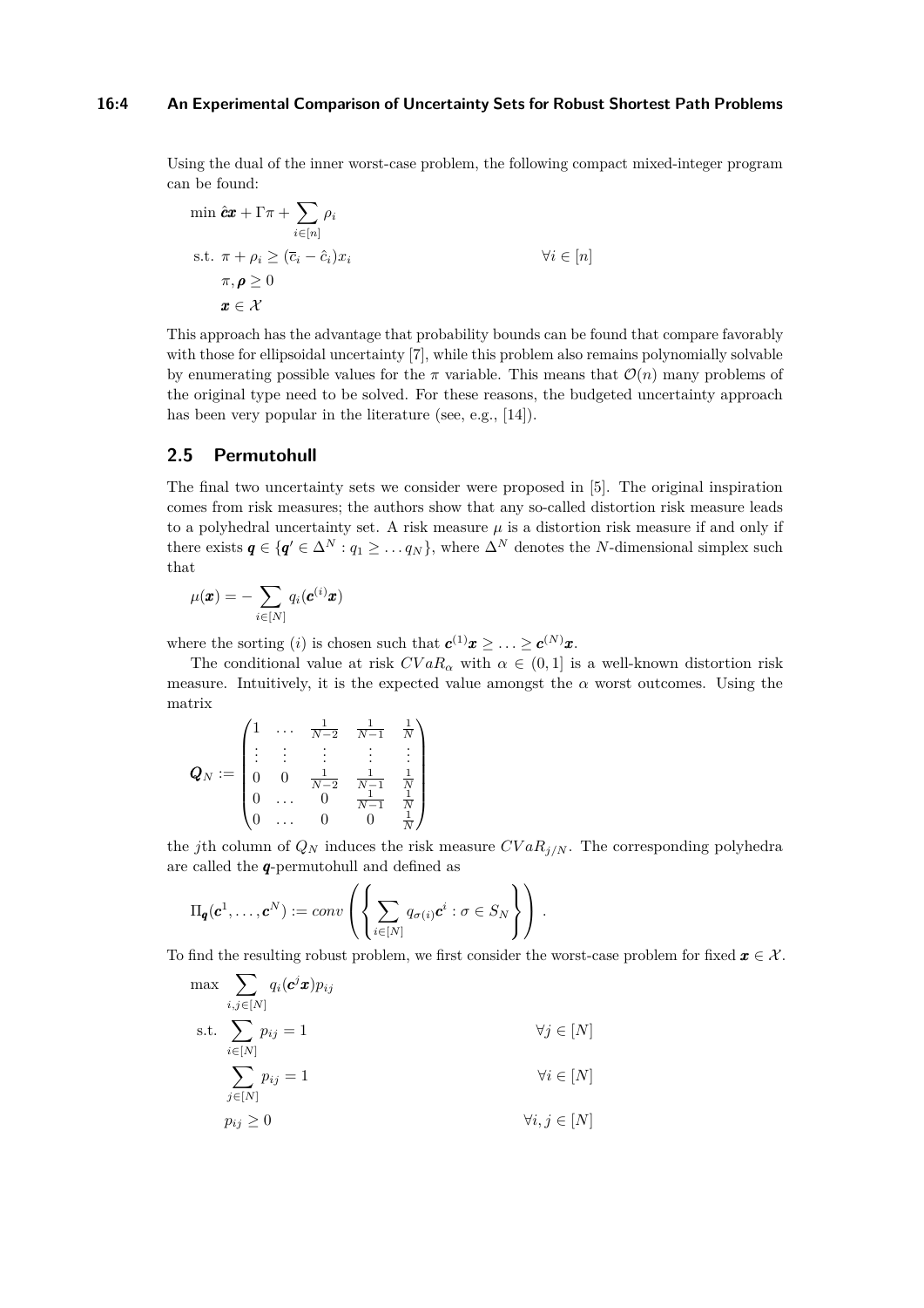Using the dual of the inner worst-case problem, the following compact mixed-integer program can be found:

$$
\begin{aligned}
\min\ & \hat{\boldsymbol{c}}\boldsymbol{x} + \Gamma\pi + \sum_{i\in[n]} \rho_i \\
\text{s.t. } & \pi + \rho_i \geq (\overline{c}_i - \hat{c}_i)x_i & \forall i \in [n] \\
& \pi, \boldsymbol{\rho} \geq 0 \\
& \boldsymbol{x} \in \mathcal{X}
\end{aligned}
$$

This approach has the advantage that probability bounds can be found that compare favorably with those for ellipsoidal uncertainty [7], while this problem also remains polynomially solvable by enumerating possible values for the $\pi$ variable. This means that $\mathcal{O}(n)$ many problems of the original type need to be solved. For these reasons, the budgeted uncertainty approach has been very popular in the literature (see, e.g., [14]).

## 2.5 Permutohull

The final two uncertainty sets we consider were proposed in [5]. The original inspiration comes from risk measures; the authors show that any so-called distortion risk measure leads to a polyhedral uncertainty set. A risk measure $\mu$ is a distortion risk measure if and only if there exists $\boldsymbol{q} \in \{\boldsymbol{q}' \in \Delta^N : q_1 \geq \dots q_N\}$, where $\Delta^N$ denotes the $N$-dimensional simplex such that

$$
\mu(\boldsymbol{x}) = -\sum_{i\in[N]} q_i(\boldsymbol{c}^{(i)}\boldsymbol{x})
$$

where the sorting $(i)$ is chosen such that $\boldsymbol{c}^{(1)}\boldsymbol{x} \geq \dots \geq \boldsymbol{c}^{(N)}\boldsymbol{x}$.

The conditional value at risk $CVaR_\alpha$ with $\alpha \in (0,1]$ is a well-known distortion risk measure. Intuitively, it is the expected value amongst the $\alpha$ worst outcomes. Using the matrix

$$
\boldsymbol{Q}_N := \begin{pmatrix}
1 & \dots & \frac{1}{N-2} & \frac{1}{N-1} & \frac{1}{N} \\
\vdots & \vdots & \vdots & \vdots & \vdots \\
0 & 0 & \frac{1}{N-2} & \frac{1}{N-1} & \frac{1}{N} \\
0 & \dots & 0 & \frac{1}{N-1} & \frac{1}{N} \\
0 & \dots & 0 & 0 & \frac{1}{N}
\end{pmatrix}
$$

the $j$th column of $Q_N$ induces the risk measure $CVaR_{j/N}$. The corresponding polyhedra are called the $\boldsymbol{q}$**-permutohull** and defined as

$$
\Pi_{\boldsymbol{q}}(\boldsymbol{c}^1, \dots, \boldsymbol{c}^N) := conv\left(\left\{\sum_{i\in[N]} q_{\sigma(i)}\boldsymbol{c}^i : \sigma \in S_N\right\}\right).
$$

To find the resulting robust problem, we first consider the worst-case problem for fixed $\boldsymbol{x} \in \mathcal{X}$.

$$
\begin{aligned}
\max\ & \sum_{i,j\in[N]} q_i(\boldsymbol{c}^j\boldsymbol{x})p_{ij} \\
\text{s.t. } & \sum_{i\in[N]} p_{ij} = 1 & \forall j \in [N] \\
& \sum_{j\in[N]} p_{ij} = 1 & \forall i \in [N] \\
& p_{ij} \geq 0 & \forall i, j \in [N]
\end{aligned}
$$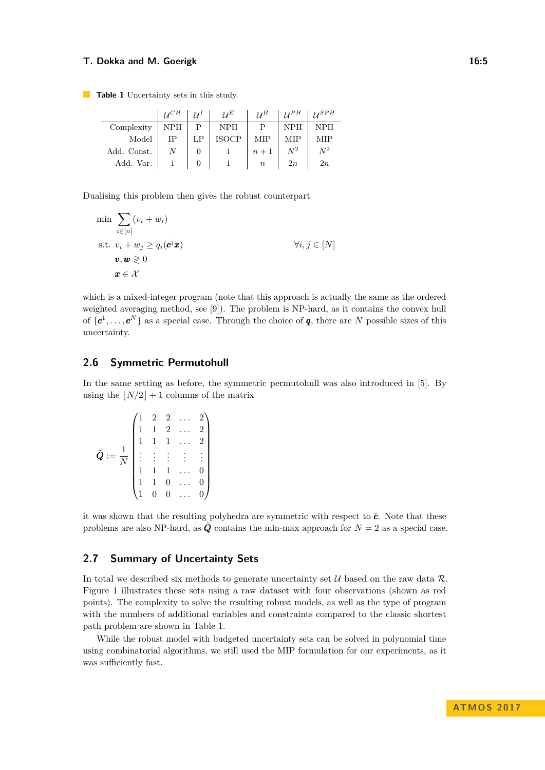**Table 1** Uncertainty sets in this study.

| | $\mathcal{U}^{CH}$ | $\mathcal{U}^{I}$ | $\mathcal{U}^{E}$ | $\mathcal{U}^{B}$ | $\mathcal{U}^{PH}$ | $\mathcal{U}^{SPH}$ |
|---|---|---|---|---|---|---|
| Complexity | NPH | P | NPH | P | NPH | NPH |
| Model | IP | LP | ISOCP | MIP | MIP | MIP |
| Add. Const. | $N$ | 0 | 1 | $n+1$ | $N^2$ | $N^2$ |
| Add. Var. | 1 | 0 | 1 | $n$ | $2n$ | $2n$ |

Dualising this problem then gives the robust counterpart

$$
\begin{aligned}
\min \quad & \sum_{i\in[n]} (v_i + w_i) \\
\text{s.t.} \quad & v_i + w_j \geq q_i(\boldsymbol{c}^j \boldsymbol{x}) && \forall i,j \in [N] \\
& \boldsymbol{v}, \boldsymbol{w} \gtrless 0 \\
& \boldsymbol{x} \in \mathcal{X}
\end{aligned}
$$

which is a mixed-integer program (note that this approach is actually the same as the ordered weighted averaging method, see [9]). The problem is NP-hard, as it contains the convex hull of $\{\boldsymbol{c}^1, \ldots, \boldsymbol{c}^N\}$ as a special case. Through the choice of $\boldsymbol{q}$, there are $N$ possible sizes of this uncertainty.

## 2.6 Symmetric Permutohull

In the same setting as before, the symmetric permutohull was also introduced in [5]. By using the $\lfloor N/2 \rfloor + 1$ columns of the matrix

$$
\tilde{\boldsymbol{Q}} := \frac{1}{N}
\begin{pmatrix}
1 & 2 & 2 & \ldots & 2 \\
1 & 1 & 2 & \ldots & 2 \\
1 & 1 & 1 & \ldots & 2 \\
\vdots & \vdots & \vdots & \vdots & \vdots \\
1 & 1 & 1 & \ldots & 0 \\
1 & 1 & 0 & \ldots & 0 \\
1 & 0 & 0 & \ldots & 0
\end{pmatrix}
$$

it was shown that the resulting polyhedra are symmetric with respect to $\hat{\boldsymbol{c}}$. Note that these problems are also NP-hard, as $\tilde{\boldsymbol{Q}}$ contains the min-max approach for $N = 2$ as a special case.

## 2.7 Summary of Uncertainty Sets

In total we described six methods to generate uncertainty set $\mathcal{U}$ based on the raw data $\mathcal{R}$. Figure 1 illustrates these sets using a raw dataset with four observations (shown as red points). The complexity to solve the resulting robust models, as well as the type of program with the numbers of additional variables and constraints compared to the classic shortest path problem are shown in Table 1.

While the robust model with budgeted uncertainty sets can be solved in polynomial time using combinatorial algorithms, we still used the MIP formulation for our experiments, as it was sufficiently fast.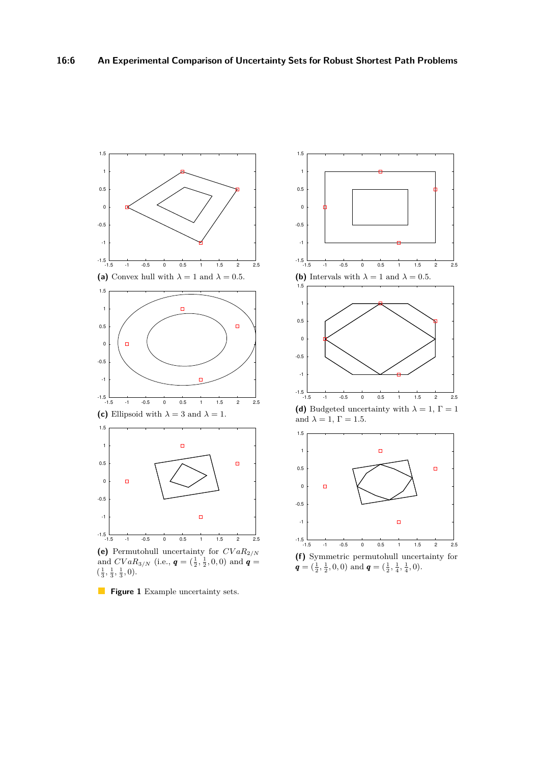**(a)** Convex hull with $\lambda = 1$ and $\lambda = 0.5$.

**(b)** Intervals with $\lambda = 1$ and $\lambda = 0.5$.

**(c)** Ellipsoid with $\lambda = 3$ and $\lambda = 1$.

**(d)** Budgeted uncertainty with $\lambda = 1$, $\Gamma = 1$ and $\lambda = 1$, $\Gamma = 1.5$.

**(e)** Permutohull uncertainty for $CVaR_{2/N}$ and $CVaR_{3/N}$ (i.e., $\boldsymbol{q} = (\frac{1}{2}, \frac{1}{2}, 0, 0)$ and $\boldsymbol{q} = (\frac{1}{3}, \frac{1}{3}, \frac{1}{3}, 0)$.

**(f)** Symmetric permutohull uncertainty for $\boldsymbol{q} = (\frac{1}{2}, \frac{1}{2}, 0, 0)$ and $\boldsymbol{q} = (\frac{1}{2}, \frac{1}{4}, \frac{1}{4}, 0)$.

**Figure 1** Example uncertainty sets.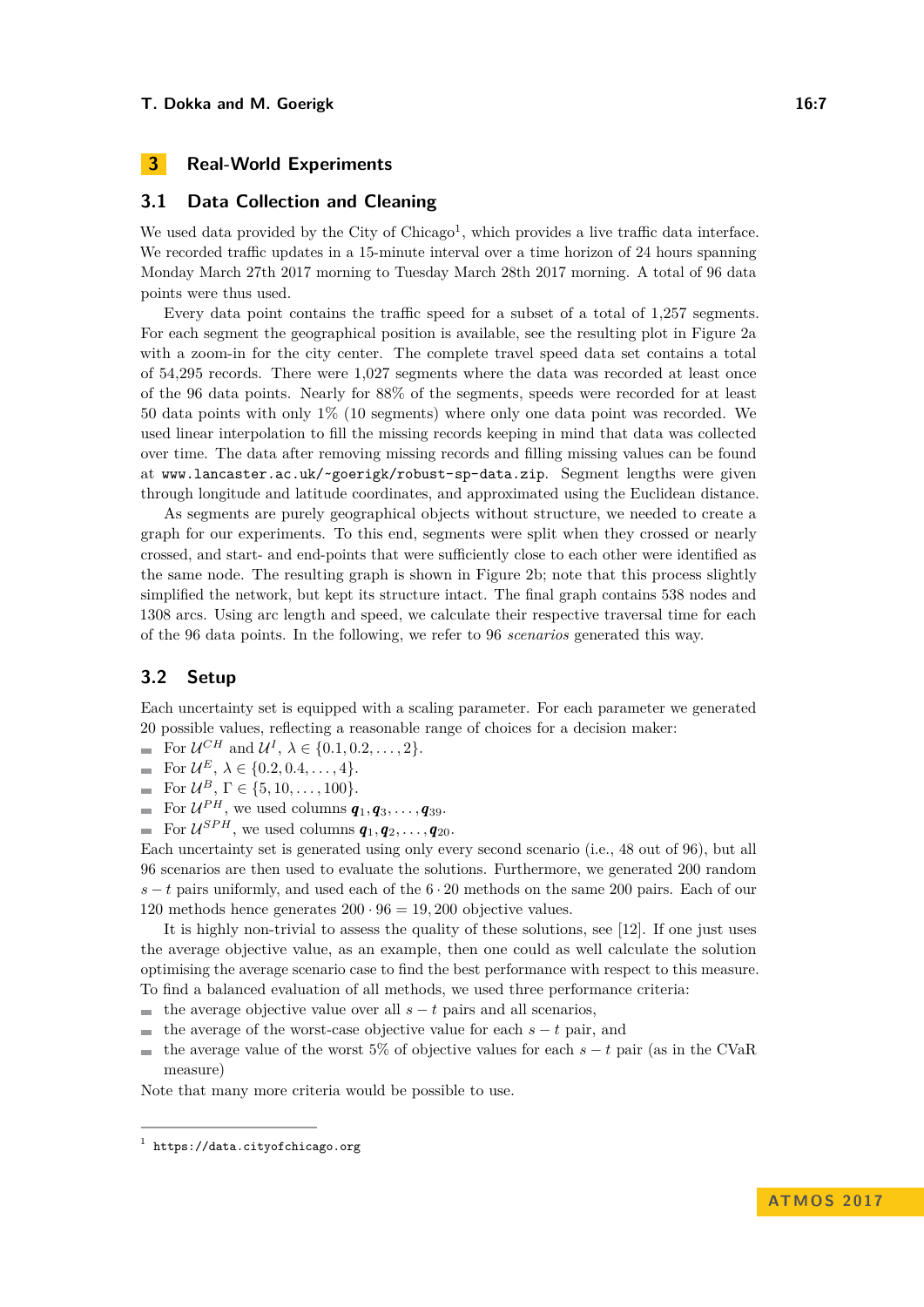## 3 Real-World Experiments

### 3.1 Data Collection and Cleaning

We used data provided by the City of Chicago[1], which provides a live traffic data interface. We recorded traffic updates in a 15-minute interval over a time horizon of 24 hours spanning Monday March 27th 2017 morning to Tuesday March 28th 2017 morning. A total of 96 data points were thus used.

Every data point contains the traffic speed for a subset of a total of 1,257 segments. For each segment the geographical position is available, see the resulting plot in Figure 2a with a zoom-in for the city center. The complete travel speed data set contains a total of 54,295 records. There were 1,027 segments where the data was recorded at least once of the 96 data points. Nearly for 88% of the segments, speeds were recorded for at least 50 data points with only 1% (10 segments) where only one data point was recorded. We used linear interpolation to fill the missing records keeping in mind that data was collected over time. The data after removing missing records and filling missing values can be found at `www.lancaster.ac.uk/~goerigk/robust-sp-data.zip`. Segment lengths were given through longitude and latitude coordinates, and approximated using the Euclidean distance.

As segments are purely geographical objects without structure, we needed to create a graph for our experiments. To this end, segments were split when they crossed or nearly crossed, and start- and end-points that were sufficiently close to each other were identified as the same node. The resulting graph is shown in Figure 2b; note that this process slightly simplified the network, but kept its structure intact. The final graph contains 538 nodes and 1308 arcs. Using arc length and speed, we calculate their respective traversal time for each of the 96 data points. In the following, we refer to 96 *scenarios* generated this way.

### 3.2 Setup

Each uncertainty set is equipped with a scaling parameter. For each parameter we generated 20 possible values, reflecting a reasonable range of choices for a decision maker:

- For $\mathcal{U}^{CH}$ and $\mathcal{U}^{I}$, $\lambda \in \{0.1, 0.2, \dots, 2\}$.
- For $\mathcal{U}^{E}$, $\lambda \in \{0.2, 0.4, \dots, 4\}$.
- For $\mathcal{U}^{B}$, $\Gamma \in \{5, 10, \dots, 100\}$.
- For $\mathcal{U}^{PH}$, we used columns $\boldsymbol{q}_1, \boldsymbol{q}_3, \dots, \boldsymbol{q}_{39}$.
- For $\mathcal{U}^{SPH}$, we used columns $\boldsymbol{q}_1, \boldsymbol{q}_2, \dots, \boldsymbol{q}_{20}$.

Each uncertainty set is generated using only every second scenario (i.e., 48 out of 96), but all 96 scenarios are then used to evaluate the solutions. Furthermore, we generated 200 random $s-t$ pairs uniformly, and used each of the $6 \cdot 20$ methods on the same 200 pairs. Each of our 120 methods hence generates $200 \cdot 96 = 19,200$ objective values.

It is highly non-trivial to assess the quality of these solutions, see [12]. If one just uses the average objective value, as an example, then one could as well calculate the solution optimising the average scenario case to find the best performance with respect to this measure. To find a balanced evaluation of all methods, we used three performance criteria:

- the average objective value over all $s-t$ pairs and all scenarios,
- the average of the worst-case objective value for each $s-t$ pair, and
- the average value of the worst 5% of objective values for each $s-t$ pair (as in the CVaR measure)

Note that many more criteria would be possible to use.

---

[1] `https://data.cityofchicago.org`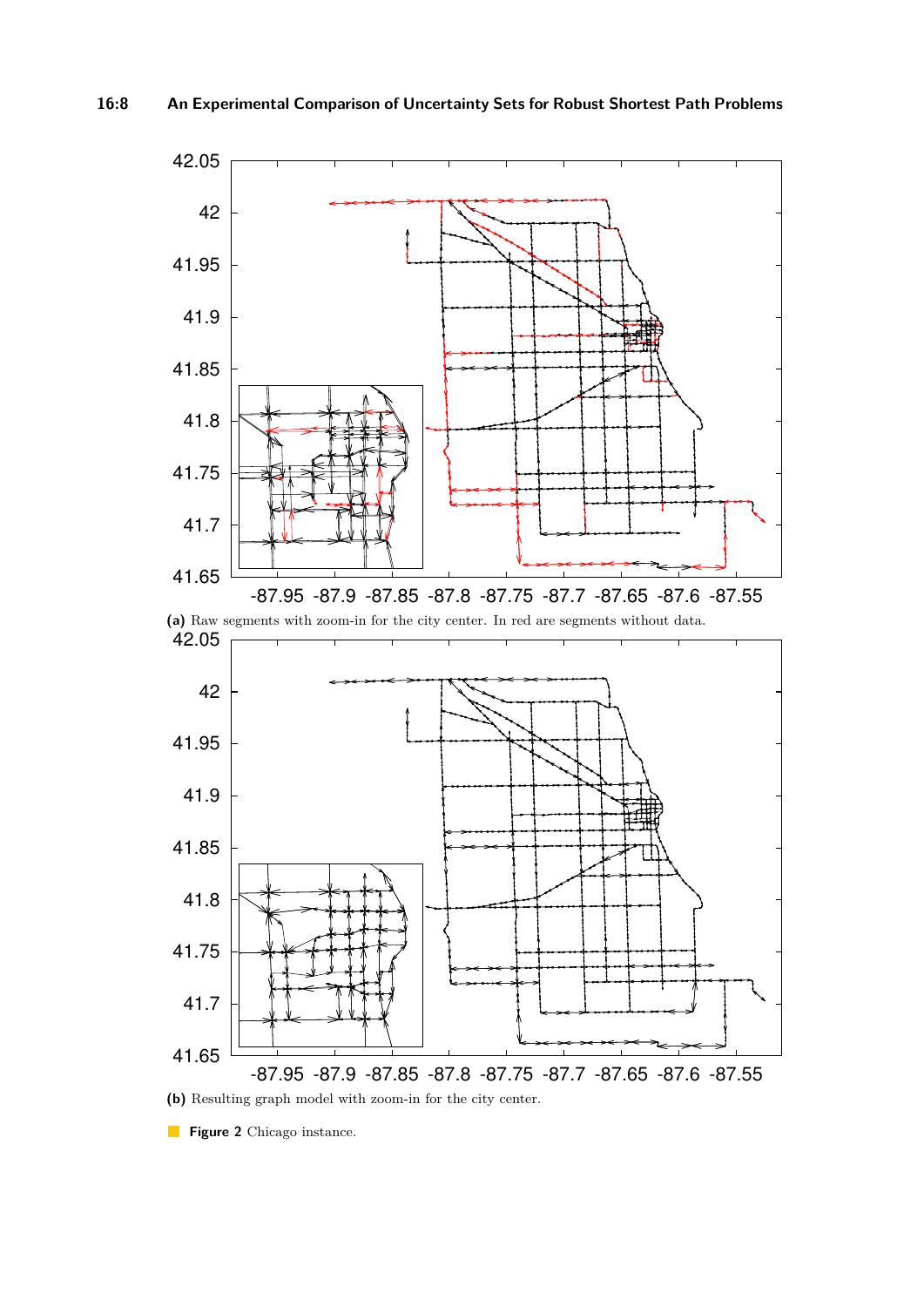(a) Raw segments with zoom-in for the city center. In red are segments without data.

(b) Resulting graph model with zoom-in for the city center.

**Figure 2** Chicago instance.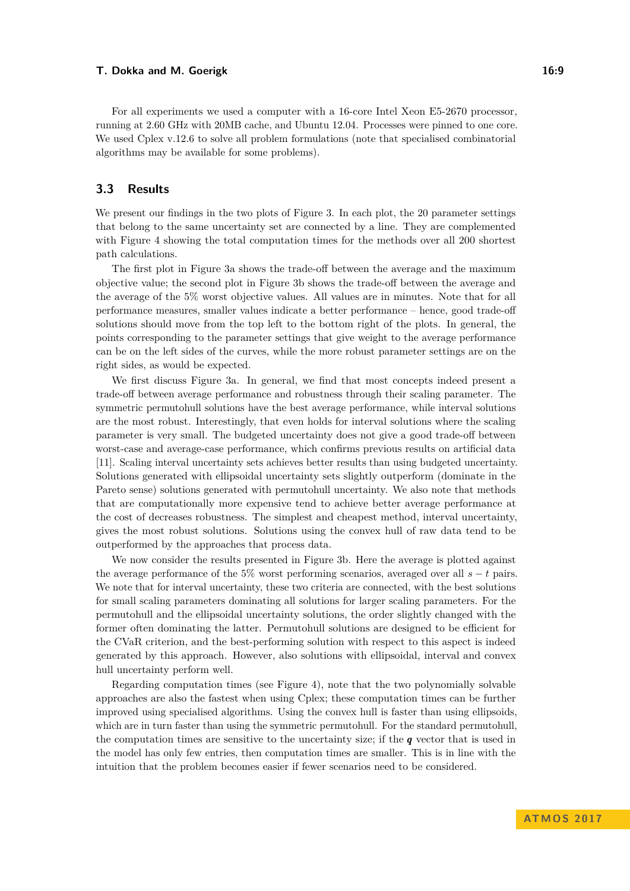For all experiments we used a computer with a 16-core Intel Xeon E5-2670 processor, running at 2.60 GHz with 20MB cache, and Ubuntu 12.04. Processes were pinned to one core. We used Cplex v.12.6 to solve all problem formulations (note that specialised combinatorial algorithms may be available for some problems).

## 3.3 Results

We present our findings in the two plots of Figure 3. In each plot, the 20 parameter settings that belong to the same uncertainty set are connected by a line. They are complemented with Figure 4 showing the total computation times for the methods over all 200 shortest path calculations.

The first plot in Figure 3a shows the trade-off between the average and the maximum objective value; the second plot in Figure 3b shows the trade-off between the average and the average of the 5% worst objective values. All values are in minutes. Note that for all performance measures, smaller values indicate a better performance – hence, good trade-off solutions should move from the top left to the bottom right of the plots. In general, the points corresponding to the parameter settings that give weight to the average performance can be on the left sides of the curves, while the more robust parameter settings are on the right sides, as would be expected.

We first discuss Figure 3a. In general, we find that most concepts indeed present a trade-off between average performance and robustness through their scaling parameter. The symmetric permutohull solutions have the best average performance, while interval solutions are the most robust. Interestingly, that even holds for interval solutions where the scaling parameter is very small. The budgeted uncertainty does not give a good trade-off between worst-case and average-case performance, which confirms previous results on artificial data [11]. Scaling interval uncertainty sets achieves better results than using budgeted uncertainty. Solutions generated with ellipsoidal uncertainty sets slightly outperform (dominate in the Pareto sense) solutions generated with permutohull uncertainty. We also note that methods that are computationally more expensive tend to achieve better average performance at the cost of decreases robustness. The simplest and cheapest method, interval uncertainty, gives the most robust solutions. Solutions using the convex hull of raw data tend to be outperformed by the approaches that process data.

We now consider the results presented in Figure 3b. Here the average is plotted against the average performance of the 5% worst performing scenarios, averaged over all $s - t$ pairs. We note that for interval uncertainty, these two criteria are connected, with the best solutions for small scaling parameters dominating all solutions for larger scaling parameters. For the permutohull and the ellipsoidal uncertainty solutions, the order slightly changed with the former often dominating the latter. Permutohull solutions are designed to be efficient for the CVaR criterion, and the best-performing solution with respect to this aspect is indeed generated by this approach. However, also solutions with ellipsoidal, interval and convex hull uncertainty perform well.

Regarding computation times (see Figure 4), note that the two polynomially solvable approaches are also the fastest when using Cplex; these computation times can be further improved using specialised algorithms. Using the convex hull is faster than using ellipsoids, which are in turn faster than using the symmetric permutohull. For the standard permutohull, the computation times are sensitive to the uncertainty size; if the $\boldsymbol{q}$ vector that is used in the model has only few entries, then computation times are smaller. This is in line with the intuition that the problem becomes easier if fewer scenarios need to be considered.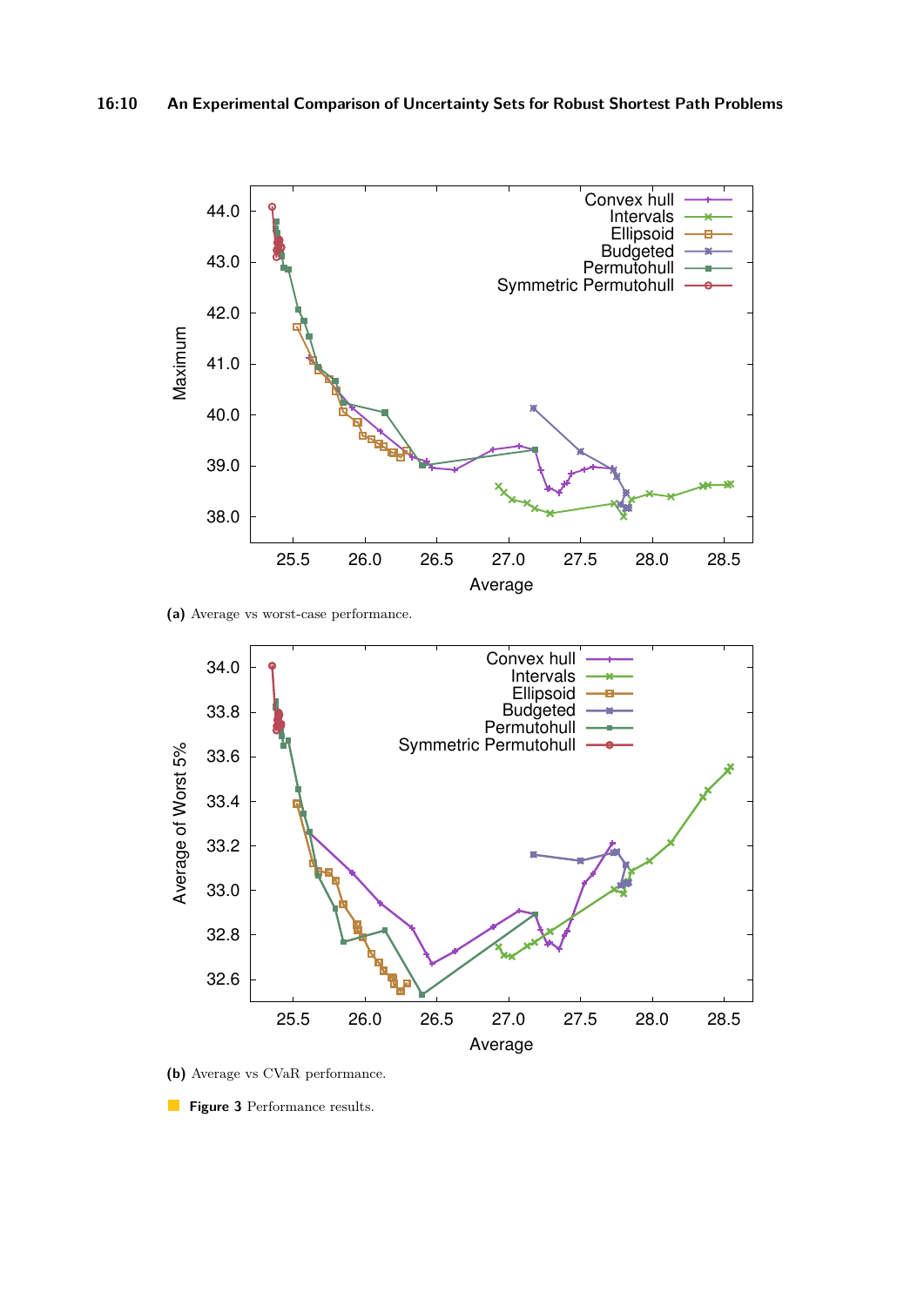**(a)** Average vs worst-case performance.

**(b)** Average vs CVaR performance.

**Figure 3** Performance results.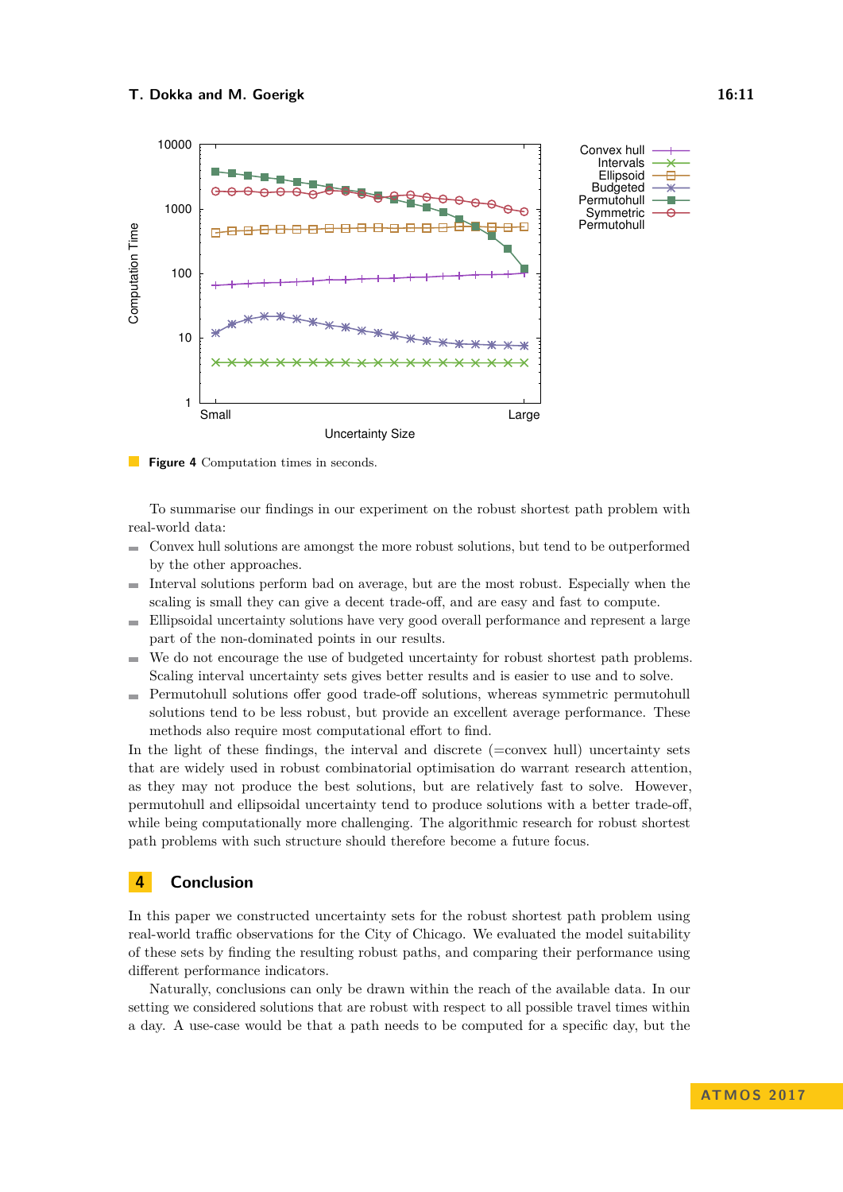Figure 4 Computation times in seconds.

To summarise our findings in our experiment on the robust shortest path problem with real-world data:

- Convex hull solutions are amongst the more robust solutions, but tend to be outperformed by the other approaches.
- Interval solutions perform bad on average, but are the most robust. Especially when the scaling is small they can give a decent trade-off, and are easy and fast to compute.
- Ellipsoidal uncertainty solutions have very good overall performance and represent a large part of the non-dominated points in our results.
- We do not encourage the use of budgeted uncertainty for robust shortest path problems. Scaling interval uncertainty sets gives better results and is easier to use and to solve.
- Permutohull solutions offer good trade-off solutions, whereas symmetric permutohull solutions tend to be less robust, but provide an excellent average performance. These methods also require most computational effort to find.

In the light of these findings, the interval and discrete (=convex hull) uncertainty sets that are widely used in robust combinatorial optimisation do warrant research attention, as they may not produce the best solutions, but are relatively fast to solve. However, permutohull and ellipsoidal uncertainty tend to produce solutions with a better trade-off, while being computationally more challenging. The algorithmic research for robust shortest path problems with such structure should therefore become a future focus.

## 4 Conclusion

In this paper we constructed uncertainty sets for the robust shortest path problem using real-world traffic observations for the City of Chicago. We evaluated the model suitability of these sets by finding the resulting robust paths, and comparing their performance using different performance indicators.

Naturally, conclusions can only be drawn within the reach of the available data. In our setting we considered solutions that are robust with respect to all possible travel times within a day. A use-case would be that a path needs to be computed for a specific day, but the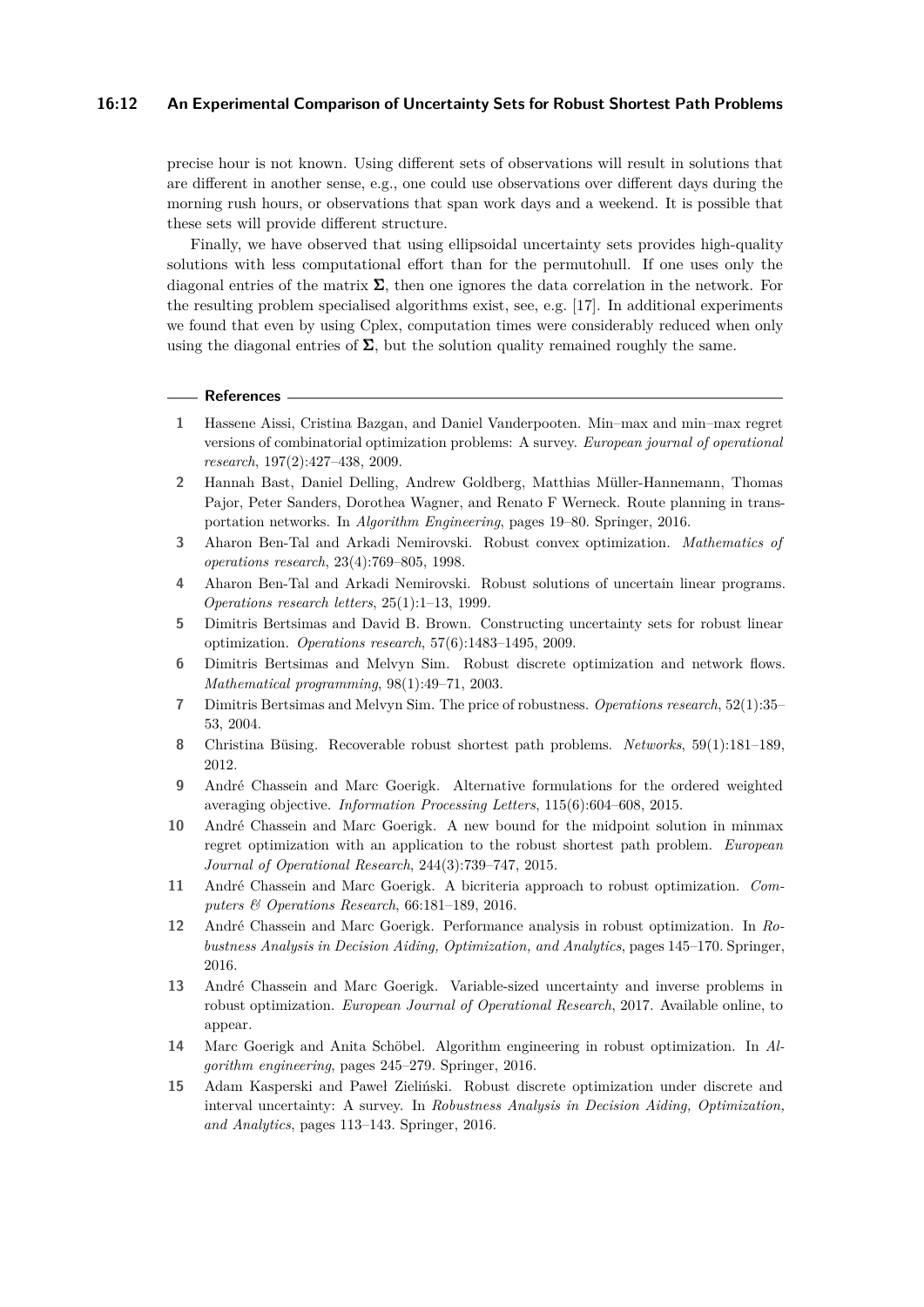precise hour is not known. Using different sets of observations will result in solutions that are different in another sense, e.g., one could use observations over different days during the morning rush hours, or observations that span work days and a weekend. It is possible that these sets will provide different structure.

Finally, we have observed that using ellipsoidal uncertainty sets provides high-quality solutions with less computational effort than for the permutohull. If one uses only the diagonal entries of the matrix $\mathbf{\Sigma}$, then one ignores the data correlation in the network. For the resulting problem specialised algorithms exist, see, e.g. [17]. In additional experiments we found that even by using Cplex, computation times were considerably reduced when only using the diagonal entries of $\mathbf{\Sigma}$, but the solution quality remained roughly the same.

## References

1. Hassene Aissi, Cristina Bazgan, and Daniel Vanderpooten. Min–max and min–max regret versions of combinatorial optimization problems: A survey. *European journal of operational research*, 197(2):427–438, 2009.
2. Hannah Bast, Daniel Delling, Andrew Goldberg, Matthias Müller-Hannemann, Thomas Pajor, Peter Sanders, Dorothea Wagner, and Renato F Werneck. Route planning in transportation networks. In *Algorithm Engineering*, pages 19–80. Springer, 2016.
3. Aharon Ben-Tal and Arkadi Nemirovski. Robust convex optimization. *Mathematics of operations research*, 23(4):769–805, 1998.
4. Aharon Ben-Tal and Arkadi Nemirovski. Robust solutions of uncertain linear programs. *Operations research letters*, 25(1):1–13, 1999.
5. Dimitris Bertsimas and David B. Brown. Constructing uncertainty sets for robust linear optimization. *Operations research*, 57(6):1483–1495, 2009.
6. Dimitris Bertsimas and Melvyn Sim. Robust discrete optimization and network flows. *Mathematical programming*, 98(1):49–71, 2003.
7. Dimitris Bertsimas and Melvyn Sim. The price of robustness. *Operations research*, 52(1):35–53, 2004.
8. Christina Büsing. Recoverable robust shortest path problems. *Networks*, 59(1):181–189, 2012.
9. André Chassein and Marc Goerigk. Alternative formulations for the ordered weighted averaging objective. *Information Processing Letters*, 115(6):604–608, 2015.
10. André Chassein and Marc Goerigk. A new bound for the midpoint solution in minmax regret optimization with an application to the robust shortest path problem. *European Journal of Operational Research*, 244(3):739–747, 2015.
11. André Chassein and Marc Goerigk. A bicriteria approach to robust optimization. *Computers & Operations Research*, 66:181–189, 2016.
12. André Chassein and Marc Goerigk. Performance analysis in robust optimization. In *Robustness Analysis in Decision Aiding, Optimization, and Analytics*, pages 145–170. Springer, 2016.
13. André Chassein and Marc Goerigk. Variable-sized uncertainty and inverse problems in robust optimization. *European Journal of Operational Research*, 2017. Available online, to appear.
14. Marc Goerigk and Anita Schöbel. Algorithm engineering in robust optimization. In *Algorithm engineering*, pages 245–279. Springer, 2016.
15. Adam Kasperski and Paweł Zieliński. Robust discrete optimization under discrete and interval uncertainty: A survey. In *Robustness Analysis in Decision Aiding, Optimization, and Analytics*, pages 113–143. Springer, 2016.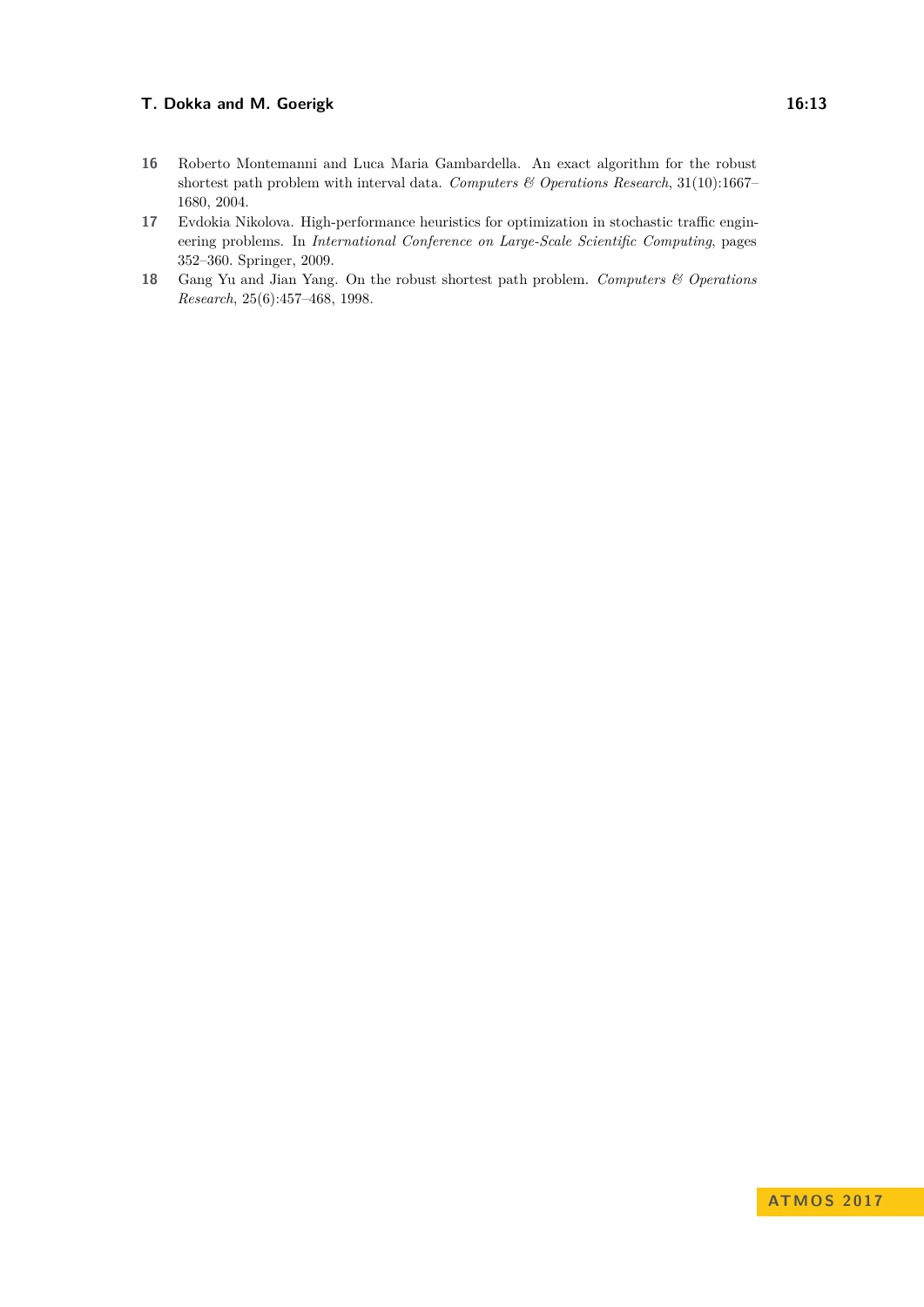16 Roberto Montemanni and Luca Maria Gambardella. An exact algorithm for the robust shortest path problem with interval data. *Computers & Operations Research*, 31(10):1667–1680, 2004.

17 Evdokia Nikolova. High-performance heuristics for optimization in stochastic traffic engineering problems. In *International Conference on Large-Scale Scientific Computing*, pages 352–360. Springer, 2009.

18 Gang Yu and Jian Yang. On the robust shortest path problem. *Computers & Operations Research*, 25(6):457–468, 1998.